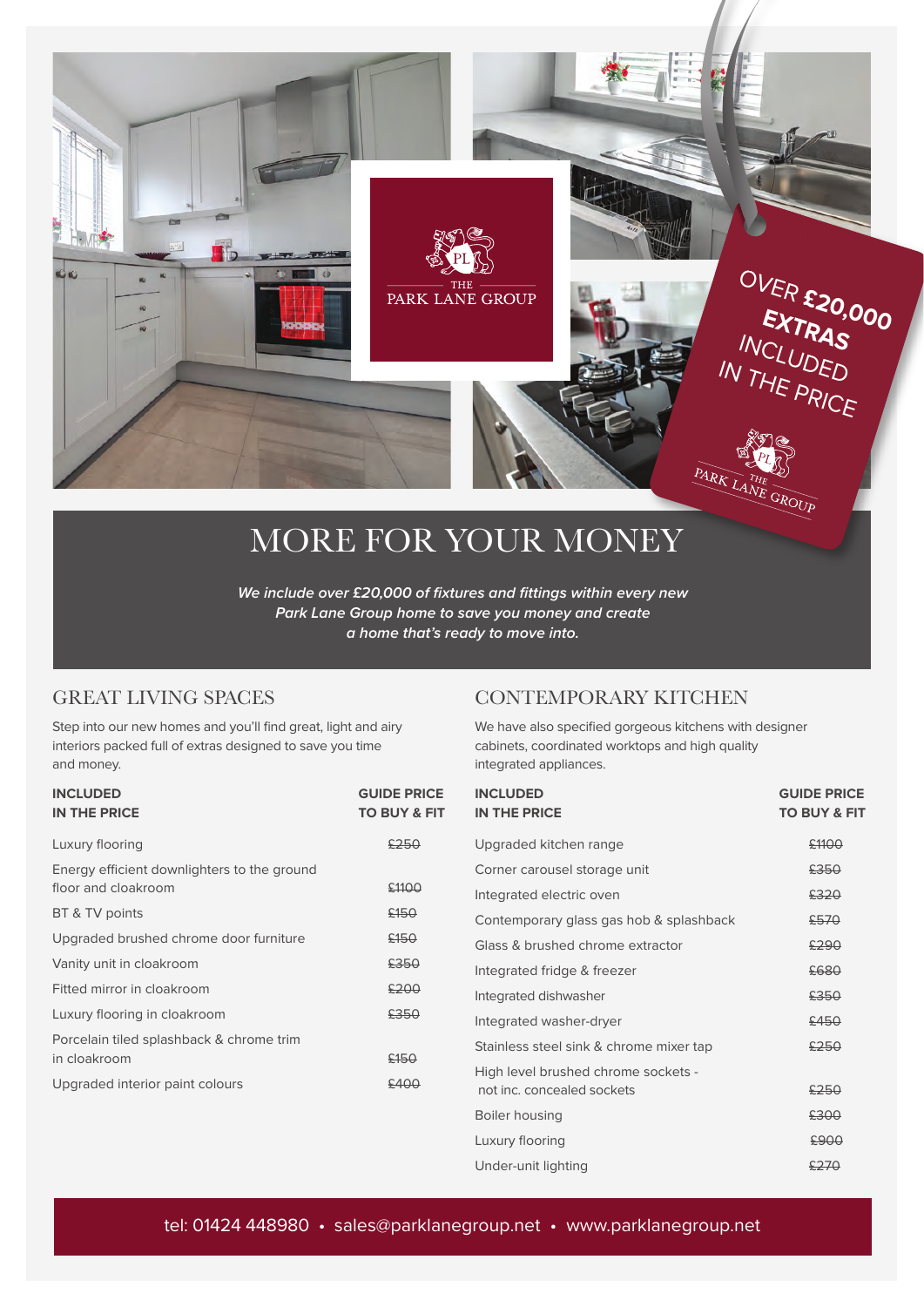THE PARK LANE GROUP

OVER £20,000 EXTRAS INCLUDED IN THE PRICE

THE PARK LANE GROUP

# MORE FOR YOUR MONEY

*We include over £20,000 of fixtures and fittings within every new Park Lane Group home to save you money and create a home that's ready to move into.*

## GREAT LIVING SPACES

Step into our new homes and you'll find great, light and airy interiors packed full of extras designed to save you time and money.

| INCLUDED IN THE PRICE | GUIDE PRICE TO BUY & FIT |
|---|---|
| Luxury flooring | ~~£250~~ |
| Energy efficient downlighters to the ground floor and cloakroom | ~~£1100~~ |
| BT & TV points | ~~£150~~ |
| Upgraded brushed chrome door furniture | ~~£150~~ |
| Vanity unit in cloakroom | ~~£350~~ |
| Fitted mirror in cloakroom | ~~£200~~ |
| Luxury flooring in cloakroom | ~~£350~~ |
| Porcelain tiled splashback & chrome trim in cloakroom | ~~£150~~ |
| Upgraded interior paint colours | ~~£400~~ |

## CONTEMPORARY KITCHEN

We have also specified gorgeous kitchens with designer cabinets, coordinated worktops and high quality integrated appliances.

| INCLUDED IN THE PRICE | GUIDE PRICE TO BUY & FIT |
|---|---|
| Upgraded kitchen range | ~~£1100~~ |
| Corner carousel storage unit | ~~£350~~ |
| Integrated electric oven | ~~£320~~ |
| Contemporary glass gas hob & splashback | ~~£570~~ |
| Glass & brushed chrome extractor | ~~£290~~ |
| Integrated fridge & freezer | ~~£680~~ |
| Integrated dishwasher | ~~£350~~ |
| Integrated washer-dryer | ~~£450~~ |
| Stainless steel sink & chrome mixer tap | ~~£250~~ |
| High level brushed chrome sockets - not inc. concealed sockets | ~~£250~~ |
| Boiler housing | ~~£300~~ |
| Luxury flooring | ~~£900~~ |
| Under-unit lighting | ~~£270~~ |

tel: 01424 448980 • sales@parklanegroup.net • www.parklanegroup.net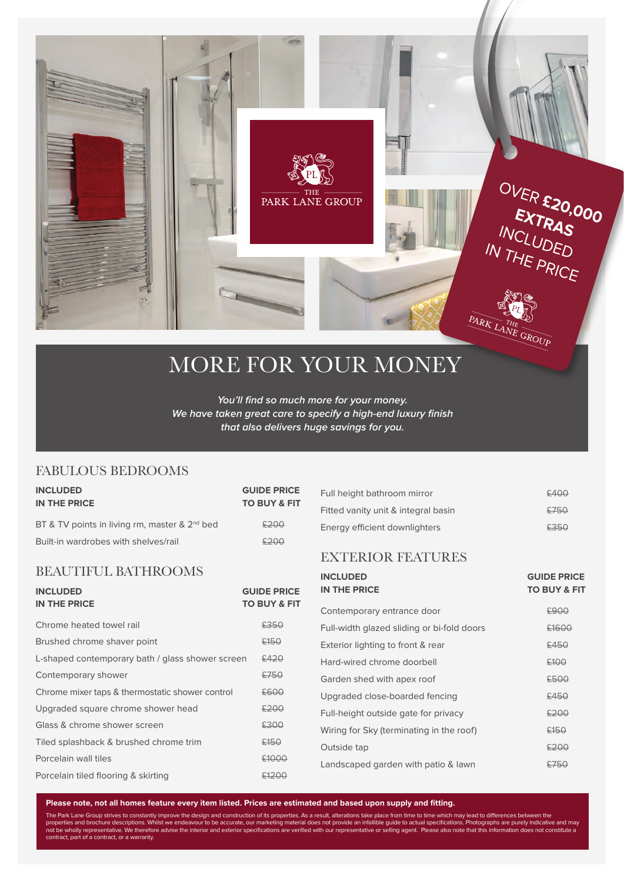THE PARK LANE GROUP

OVER **£20,000 EXTRAS** INCLUDED IN THE PRICE

THE PARK LANE GROUP

# MORE FOR YOUR MONEY

*You'll find so much more for your money.*
*We have taken great care to specify a high-end luxury finish that also delivers huge savings for you.*

## FABULOUS BEDROOMS

| INCLUDED IN THE PRICE | GUIDE PRICE TO BUY & FIT |
|---|---|
| BT & TV points in living rm, master & 2nd bed | ~~£200~~ |
| Built-in wardrobes with shelves/rail | ~~£200~~ |

## BEAUTIFUL BATHROOMS

| INCLUDED IN THE PRICE | GUIDE PRICE TO BUY & FIT |
|---|---|
| Chrome heated towel rail | ~~£350~~ |
| Brushed chrome shaver point | ~~£150~~ |
| L-shaped contemporary bath / glass shower screen | ~~£420~~ |
| Contemporary shower | ~~£750~~ |
| Chrome mixer taps & thermostatic shower control | ~~£600~~ |
| Upgraded square chrome shower head | ~~£200~~ |
| Glass & chrome shower screen | ~~£300~~ |
| Tiled splashback & brushed chrome trim | ~~£150~~ |
| Porcelain wall tiles | ~~£1000~~ |
| Porcelain tiled flooring & skirting | ~~£1200~~ |
| Full height bathroom mirror | ~~£400~~ |
| Fitted vanity unit & integral basin | ~~£750~~ |
| Energy efficient downlighters | ~~£350~~ |

## EXTERIOR FEATURES

| INCLUDED IN THE PRICE | GUIDE PRICE TO BUY & FIT |
|---|---|
| Contemporary entrance door | ~~£900~~ |
| Full-width glazed sliding or bi-fold doors | ~~£1600~~ |
| Exterior lighting to front & rear | ~~£450~~ |
| Hard-wired chrome doorbell | ~~£100~~ |
| Garden shed with apex roof | ~~£500~~ |
| Upgraded close-boarded fencing | ~~£450~~ |
| Full-height outside gate for privacy | ~~£200~~ |
| Wiring for Sky (terminating in the roof) | ~~£150~~ |
| Outside tap | ~~£200~~ |
| Landscaped garden with patio & lawn | ~~£750~~ |

**Please note, not all homes feature every item listed. Prices are estimated and based upon supply and fitting.**

The Park Lane Group strives to constantly improve the design and construction of its properties. As a result, alterations take place from time to time which may lead to differences between the properties and brochure descriptions. Whilst we endeavour to be accurate, our marketing material does not provide an infallible guide to actual specifications. Photographs are purely indicative and may not be wholly representative. We therefore advise the interior and exterior specifications are verified with our representative or selling agent. Please also note that this information does not constitute a contract, part of a contract, or a warranty.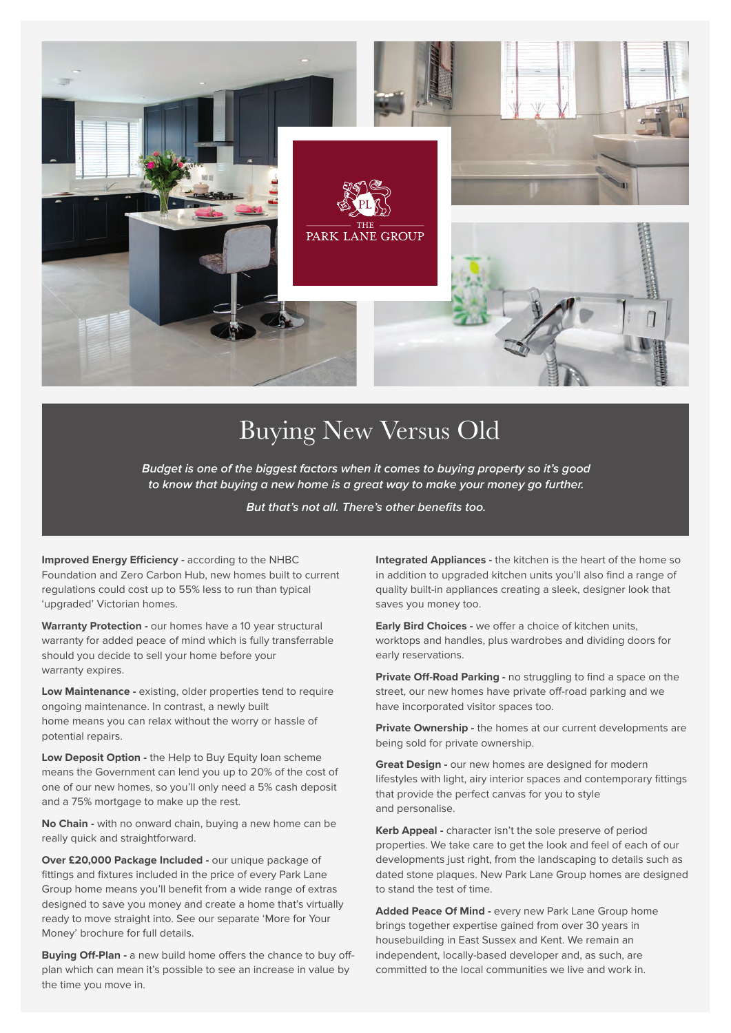THE PARK LANE GROUP

# Buying New Versus Old

***Budget is one of the biggest factors when it comes to buying property so it's good to know that buying a new home is a great way to make your money go further.***

***But that's not all. There's other benefits too.***

**Improved Energy Efficiency -** according to the NHBC Foundation and Zero Carbon Hub, new homes built to current regulations could cost up to 55% less to run than typical 'upgraded' Victorian homes.

**Warranty Protection -** our homes have a 10 year structural warranty for added peace of mind which is fully transferrable should you decide to sell your home before your warranty expires.

**Low Maintenance -** existing, older properties tend to require ongoing maintenance. In contrast, a newly built home means you can relax without the worry or hassle of potential repairs.

**Low Deposit Option -** the Help to Buy Equity loan scheme means the Government can lend you up to 20% of the cost of one of our new homes, so you'll only need a 5% cash deposit and a 75% mortgage to make up the rest.

**No Chain -** with no onward chain, buying a new home can be really quick and straightforward.

**Over £20,000 Package Included -** our unique package of fittings and fixtures included in the price of every Park Lane Group home means you'll benefit from a wide range of extras designed to save you money and create a home that's virtually ready to move straight into. See our separate 'More for Your Money' brochure for full details.

**Buying Off-Plan -** a new build home offers the chance to buy off-plan which can mean it's possible to see an increase in value by the time you move in.

**Integrated Appliances -** the kitchen is the heart of the home so in addition to upgraded kitchen units you'll also find a range of quality built-in appliances creating a sleek, designer look that saves you money too.

**Early Bird Choices -** we offer a choice of kitchen units, worktops and handles, plus wardrobes and dividing doors for early reservations.

**Private Off-Road Parking -** no struggling to find a space on the street, our new homes have private off-road parking and we have incorporated visitor spaces too.

**Private Ownership -** the homes at our current developments are being sold for private ownership.

**Great Design -** our new homes are designed for modern lifestyles with light, airy interior spaces and contemporary fittings that provide the perfect canvas for you to style and personalise.

**Kerb Appeal -** character isn't the sole preserve of period properties. We take care to get the look and feel of each of our developments just right, from the landscaping to details such as dated stone plaques. New Park Lane Group homes are designed to stand the test of time.

**Added Peace Of Mind -** every new Park Lane Group home brings together expertise gained from over 30 years in housebuilding in East Sussex and Kent. We remain an independent, locally-based developer and, as such, are committed to the local communities we live and work in.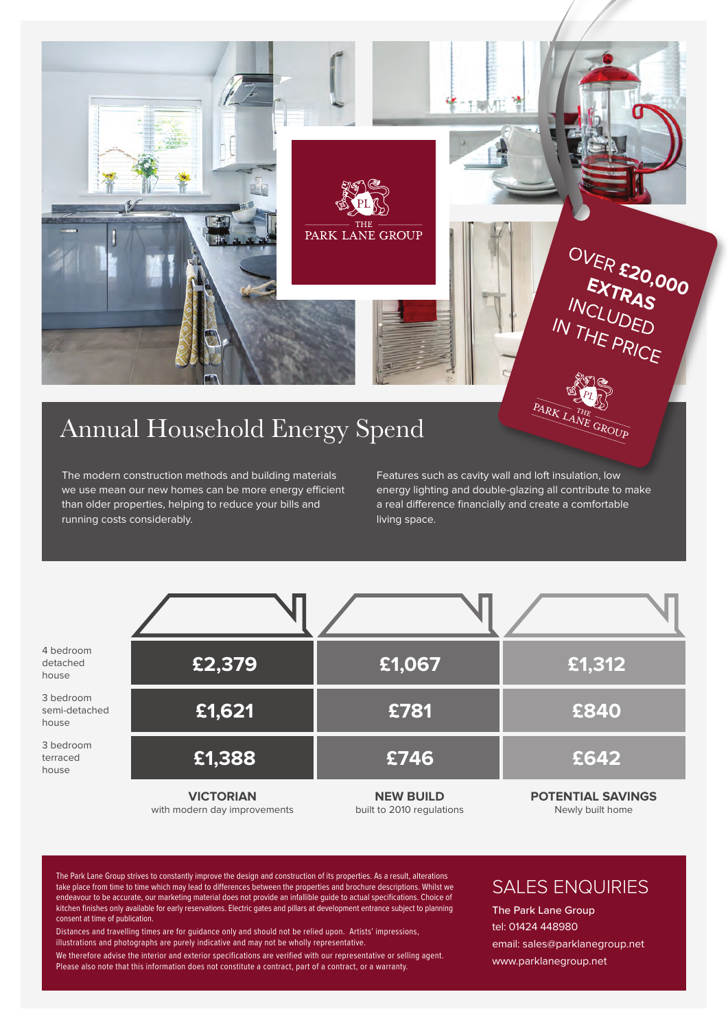THE PARK LANE GROUP

OVER £20,000 **EXTRAS** INCLUDED IN THE PRICE

THE PARK LANE GROUP

# Annual Household Energy Spend

The modern construction methods and building materials we use mean our new homes can be more energy efficient than older properties, helping to reduce your bills and running costs considerably.

Features such as cavity wall and loft insulation, low energy lighting and double-glazing all contribute to make a real difference financially and create a comfortable living space.

| | **VICTORIAN** with modern day improvements | **NEW BUILD** built to 2010 regulations | **POTENTIAL SAVINGS** Newly built home |
|---|---|---|---|
| 4 bedroom detached house | £2,379 | £1,067 | £1,312 |
| 3 bedroom semi-detached house | £1,621 | £781 | £840 |
| 3 bedroom terraced house | £1,388 | £746 | £642 |

The Park Lane Group strives to constantly improve the design and construction of its properties. As a result, alterations take place from time to time which may lead to differences between the properties and brochure descriptions. Whilst we endeavour to be accurate, our marketing material does not provide an infallible guide to actual specifications. Choice of kitchen finishes only available for early reservations. Electric gates and pillars at development entrance subject to planning consent at time of publication.

Distances and travelling times are for guidance only and should not be relied upon. Artists' impressions, illustrations and photographs are purely indicative and may not be wholly representative.

We therefore advise the interior and exterior specifications are verified with our representative or selling agent. Please also note that this information does not constitute a contract, part of a contract, or a warranty.

## SALES ENQUIRIES

The Park Lane Group
tel: 01424 448980
email: sales@parklanegroup.net
www.parklanegroup.net